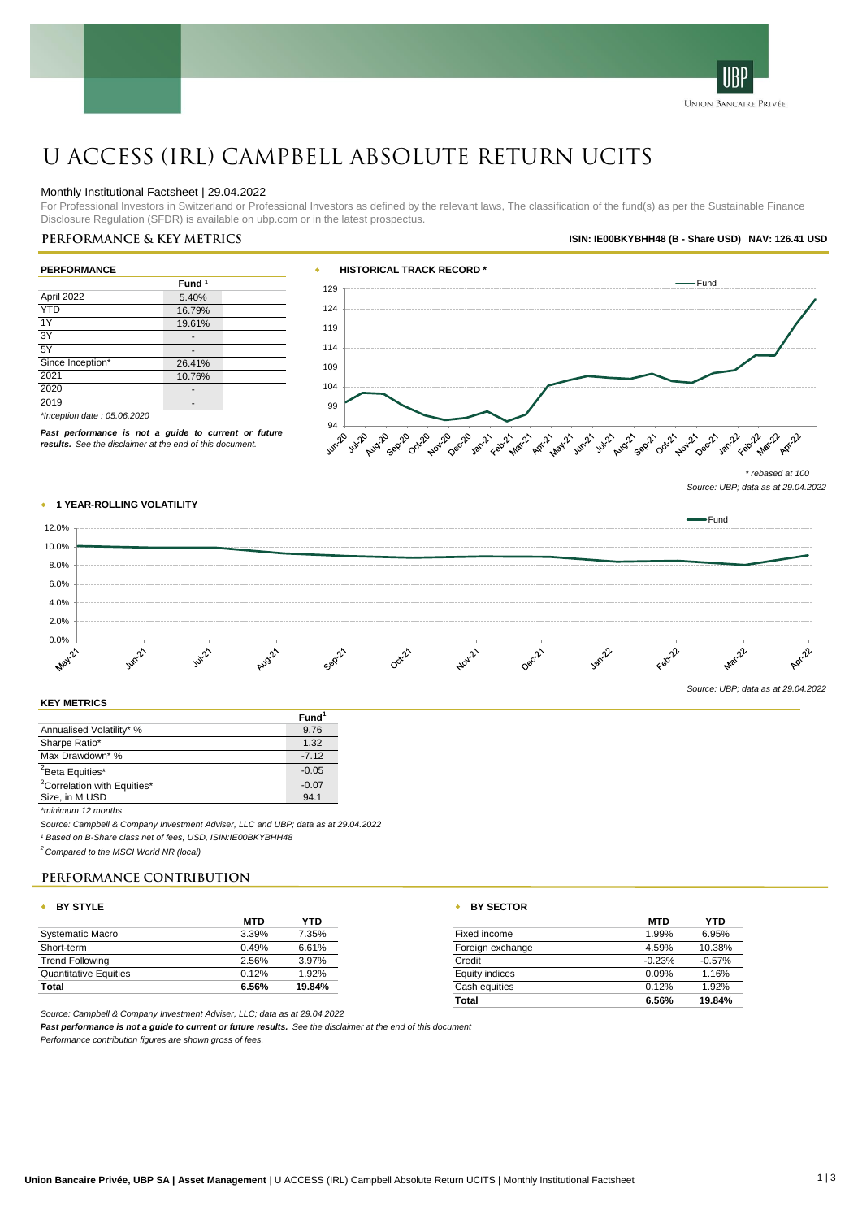# U ACCESS (IRL) CAMPBELL ABSOLUTE RETURN UCITS

Monthly Institutional Factsheet | 29.04.2022

For Professional Investors in Switzerland or Professional Investors as defined by the relevant laws, The classification of the fund(s) as per the Sustainable Finance Disclosure Regulation (SFDR) is available on ubp.com or in the latest prospectus.

## PERFORMANCE & KEY METRICS

**ISIN: IE00BKYBHH48 (B - Share USD) NAV: 126.41 USD**

### PERFORMANCE

| | Fund [1] |
|---|---|
| April 2022 | 5.40% |
| YTD | 16.79% |
| 1Y | 19.61% |
| 3Y | - |
| 5Y | - |
| Since Inception* | 26.41% |
| 2021 | 10.76% |
| 2020 | - |
| 2019 | - |

*\*Inception date : 05.06.2020*

***Past performance is not a guide to current or future results.*** *See the disclaimer at the end of this document.*

### HISTORICAL TRACK RECORD *

*\* rebased at 100*

*Source: UBP; data as at 29.04.2022*

### 1 YEAR-ROLLING VOLATILITY

*Source: UBP; data as at 29.04.2022*

### KEY METRICS

| | Fund[1] |
|---|---|
| Annualised Volatility* % | 9.76 |
| Sharpe Ratio* | 1.32 |
| Max Drawdown* % | -7.12 |
| [2]Beta Equities* | -0.05 |
| [2]Correlation with Equities* | -0.07 |
| Size, in M USD | 94.1 |

*\*minimum 12 months*

*Source: Campbell & Company Investment Adviser, LLC and UBP; data as at 29.04.2022*

*[1] Based on B-Share class net of fees, USD, ISIN:IE00BKYBHH48*

*[2] Compared to the MSCI World NR (local)*

## PERFORMANCE CONTRIBUTION

### BY STYLE

| | MTD | YTD |
|---|---|---|
| Systematic Macro | 3.39% | 7.35% |
| Short-term | 0.49% | 6.61% |
| Trend Following | 2.56% | 3.97% |
| Quantitative Equities | 0.12% | 1.92% |
| **Total** | **6.56%** | **19.84%** |

### BY SECTOR

| | MTD | YTD |
|---|---|---|
| Fixed income | 1.99% | 6.95% |
| Foreign exchange | 4.59% | 10.38% |
| Credit | -0.23% | -0.57% |
| Equity indices | 0.09% | 1.16% |
| Cash equities | 0.12% | 1.92% |
| **Total** | **6.56%** | **19.84%** |

*Source: Campbell & Company Investment Adviser, LLC; data as at 29.04.2022*

***Past performance is not a guide to current or future results.*** *See the disclaimer at the end of this document*

*Performance contribution figures are shown gross of fees.*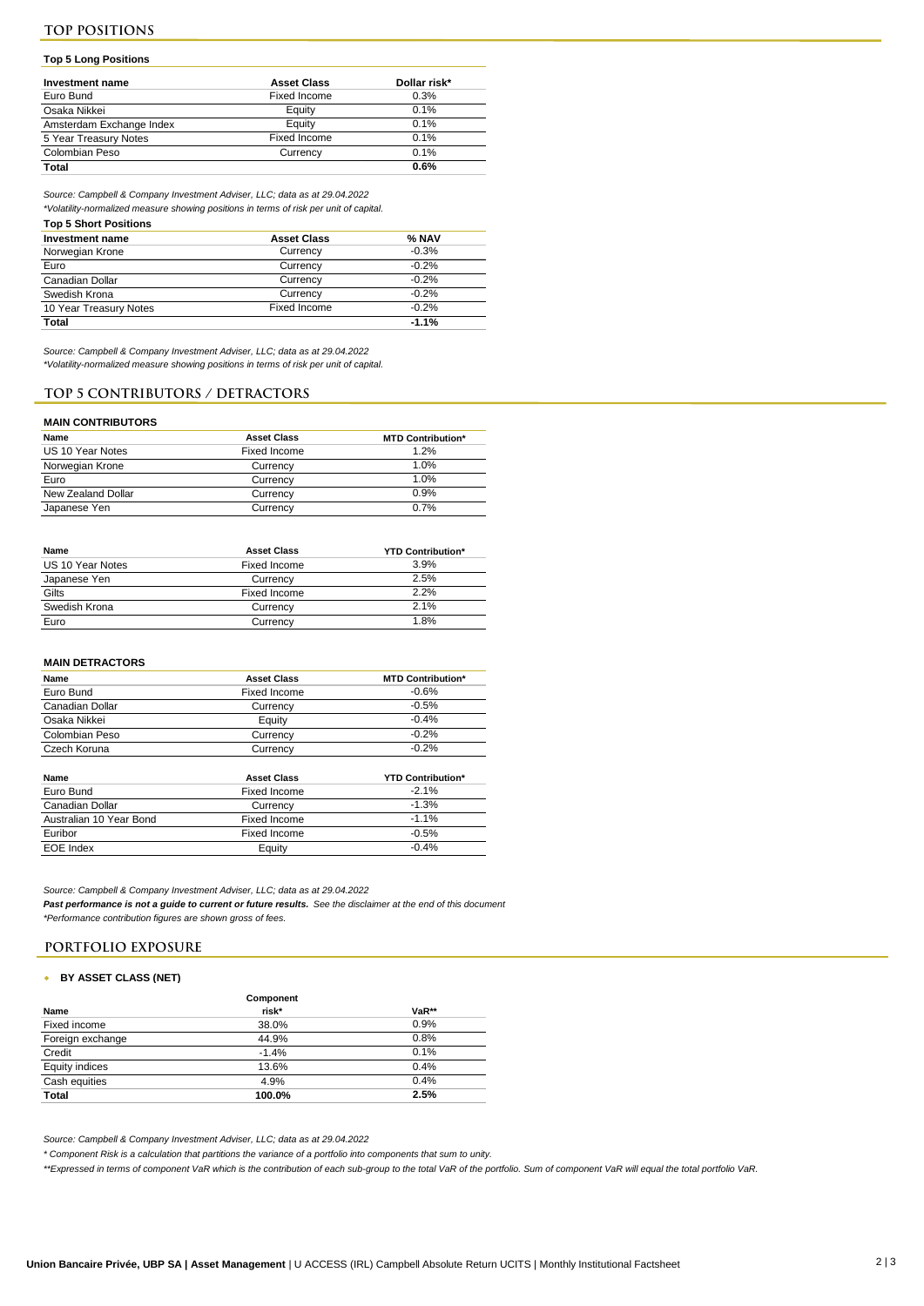## TOP POSITIONS

### Top 5 Long Positions

| Investment name | Asset Class | Dollar risk* |
|---|---|---|
| Euro Bund | Fixed Income | 0.3% |
| Osaka Nikkei | Equity | 0.1% |
| Amsterdam Exchange Index | Equity | 0.1% |
| 5 Year Treasury Notes | Fixed Income | 0.1% |
| Colombian Peso | Currency | 0.1% |
| **Total** | | **0.6%** |

*Source: Campbell & Company Investment Adviser, LLC; data as at 29.04.2022*

*\*Volatility-normalized measure showing positions in terms of risk per unit of capital.*

### Top 5 Short Positions

| Investment name | Asset Class | % NAV |
|---|---|---|
| Norwegian Krone | Currency | -0.3% |
| Euro | Currency | -0.2% |
| Canadian Dollar | Currency | -0.2% |
| Swedish Krona | Currency | -0.2% |
| 10 Year Treasury Notes | Fixed Income | -0.2% |
| **Total** | | **-1.1%** |

*Source: Campbell & Company Investment Adviser, LLC; data as at 29.04.2022*

*\*Volatility-normalized measure showing positions in terms of risk per unit of capital.*

## TOP 5 CONTRIBUTORS / DETRACTORS

### MAIN CONTRIBUTORS

| Name | Asset Class | MTD Contribution* |
|---|---|---|
| US 10 Year Notes | Fixed Income | 1.2% |
| Norwegian Krone | Currency | 1.0% |
| Euro | Currency | 1.0% |
| New Zealand Dollar | Currency | 0.9% |
| Japanese Yen | Currency | 0.7% |

| Name | Asset Class | YTD Contribution* |
|---|---|---|
| US 10 Year Notes | Fixed Income | 3.9% |
| Japanese Yen | Currency | 2.5% |
| Gilts | Fixed Income | 2.2% |
| Swedish Krona | Currency | 2.1% |
| Euro | Currency | 1.8% |

### MAIN DETRACTORS

| Name | Asset Class | MTD Contribution* |
|---|---|---|
| Euro Bund | Fixed Income | -0.6% |
| Canadian Dollar | Currency | -0.5% |
| Osaka Nikkei | Equity | -0.4% |
| Colombian Peso | Currency | -0.2% |
| Czech Koruna | Currency | -0.2% |

| Name | Asset Class | YTD Contribution* |
|---|---|---|
| Euro Bund | Fixed Income | -2.1% |
| Canadian Dollar | Currency | -1.3% |
| Australian 10 Year Bond | Fixed Income | -1.1% |
| Euribor | Fixed Income | -0.5% |
| EOE Index | Equity | -0.4% |

*Source: Campbell & Company Investment Adviser, LLC; data as at 29.04.2022*

***Past performance is not a guide to current or future results.*** *See the disclaimer at the end of this document*

*\*Performance contribution figures are shown gross of fees.*

## PORTFOLIO EXPOSURE

- **BY ASSET CLASS (NET)**

| Name | Component risk* | VaR** |
|---|---|---|
| Fixed income | 38.0% | 0.9% |
| Foreign exchange | 44.9% | 0.8% |
| Credit | -1.4% | 0.1% |
| Equity indices | 13.6% | 0.4% |
| Cash equities | 4.9% | 0.4% |
| **Total** | **100.0%** | **2.5%** |

*Source: Campbell & Company Investment Adviser, LLC; data as at 29.04.2022*

*\* Component Risk is a calculation that partitions the variance of a portfolio into components that sum to unity.*

*\*\*Expressed in terms of component VaR which is the contribution of each sub-group to the total VaR of the portfolio. Sum of component VaR will equal the total portfolio VaR.*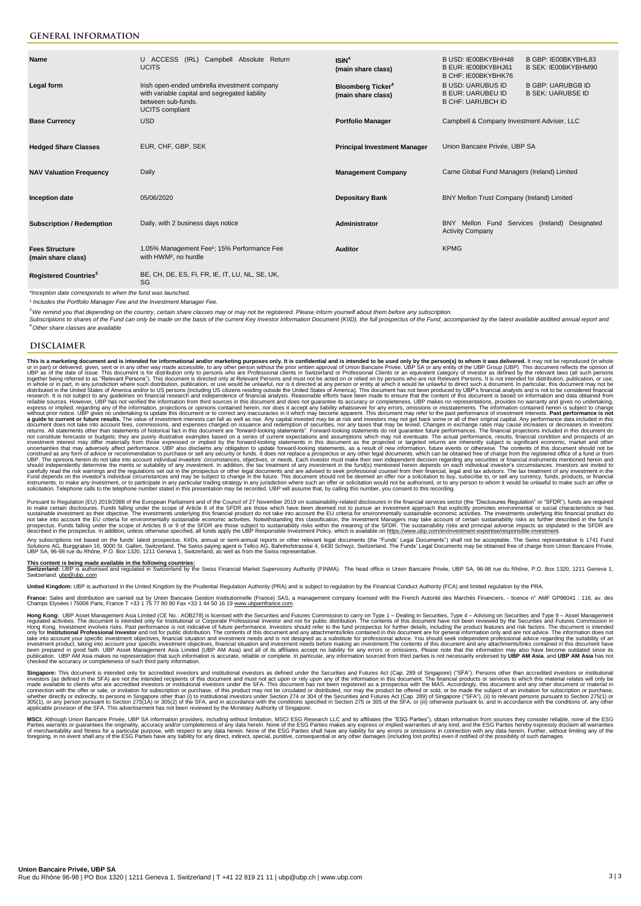## GENERAL INFORMATION

| | | | |
|---|---|---|---|
| **Name** | U ACCESS (IRL) Campbell Absolute Return UCITS | **ISIN[4] (main share class)** | B USD: IE00BKYBHH48 B GBP: IE00BKYBHL83 B EUR: IE00BKYBHJ61 B SEK: IE00BKYBHM90 B CHF: IE00BKYBHK76 |
| **Legal form** | Irish open-ended umbrella investment company with variable capital and segregated liability between sub-funds. UCITS compliant | **Bloomberg Ticker[4] (main share class)** | B USD: UARUBUS ID B GBP: UARUBGB ID B EUR: UARUBEU ID B SEK: UARUBSE ID B CHF: UARUBCH ID |
| **Base Currency** | USD | **Portfolio Manager** | Campbell & Company Investment Adviser, LLC |
| **Hedged Share Classes** | EUR, CHF, GBP, SEK | **Principal Investment Manager** | Union Bancaire Privée, UBP SA |
| **NAV Valuation Frequency** | Daily | **Management Company** | Carne Global Fund Managers (Ireland) Limited |
| **Inception date** | 05/06/2020 | **Depositary Bank** | BNY Mellon Trust Company (Ireland) Limited |
| **Subscription / Redemption** | Daily, with 2 business days notice | **Administrator** | BNY Mellon Fund Services (Ireland) Designated Activity Company |
| **Fees Structure (main share class)** | 1.05% Management Fee[1]; 15% Performance Fee with HWM[2], no hurdle | **Auditor** | KPMG |
| **Registered Countries[3]** | BE, CH, DE, ES, FI, FR, IE, IT, LU, NL, SE, UK, SG | | |

*\*Inception date corresponds to when the fund was launched.*

*[1] Includes the Portfolio Manager Fee and the Investment Manager Fee.*

*[3] We remind you that depending on the country, certain share classes may or may not be registered. Please inform yourself about them before any subscription.*

*Subscriptions to shares of the Fund can only be made on the basis of the current Key Investor Information Document (KIID), the full prospectus of the Fund, accompanied by the latest available audited annual report and*

*[4] Other share classes are available*

## DISCLAIMER

**This is a marketing document and is intended for informational and/or marketing purposes only. It is confidential and is intended to be used only by the person(s) to whom it was delivered.** It may not be reproduced (in whole or in part) or delivered, given, sent or in any other way made accessible, to any other person without the prior written approval of Union Bancaire Privée, UBP SA or any entity of the UBP Group (UBP). This document reflects the opinion of UBP as of the date of issue. This document is for distribution only to persons who are Professional clients in Switzerland or Professional Clients or an equivalent category of investor as defined by the relevant laws (all such persons together being referred to as "Relevant Persons"). This document is directed only at Relevant Persons and must not be acted on or relied on by persons who are not Relevant Persons. It is not intended for distribution, publication, or use, in whole or in part, in any jurisdiction where such distribution, publication, or use would be unlawful, nor is it directed at any person or entity at which it would be unlawful to direct such a document. In particular, this document may not be distributed in the United States of America and/or to US persons (including US citizens residing outside the United States of America). This document has not been produced by UBP's financial analysts and is not to be considered financial research. It is not subject to any guidelines on financial research and independence of financial analysis. Reasonable efforts have been made to ensure that the content of this document is based on information and data obtained from reliable sources. However, UBP has not verified the information from third sources in this document and does not guarantee its accuracy or completeness. UBP makes no representations, provides no warranty and gives no undertaking, express or implied, regarding any of the information, projections or opinions contained herein, nor does it accept any liability whatsoever for any errors, omissions or misstatements. The information contained herein is subject to change without prior notice. UBP gives no undertaking to update this document or to correct any inaccuracies in it which may become apparent. This document may refer to the past performance of investment interests. **Past performance is not a guide to current or future results.** The value of investment interests can fall as well as rise. Any capital invested may be at risk and investors may not get back some or all of their original capital. Any performance data included in this document does not take into account fees, commissions, and expenses charged on issuance and redemption of securities, nor any taxes that may be levied. Changes in exchange rates may cause increases or decreases in investors' returns. All statements other than statements of historical fact in this document are "forward-looking statements". Forward-looking statements do not guarantee future performances. The financial projections included in this document do not constitute forecasts or budgets; they are purely illustrative examples based on a series of current expectations and assumptions which may not eventuate. The actual performance, results, financial condition and prospects of an investment interest may differ materially from those expressed or implied by the forward-looking statements in this document as the projected or targeted returns are inherently subject to significant economic, market and other uncertainties that may adversely affect performance. UBP also disclaims any obligation to update forward-looking statements, as a result of new information, future events or otherwise. The contents of this document should not be construed as any form of advice or recommendation to purchase or sell any security or funds. It does not replace a prospectus or any other legal documents, which can be obtained free of charge from the registered office of a fund or from UBP. The opinions herein do not take into account individual investors' circumstances, objectives, or needs. Each investor must make their own independent decision regarding any securities or financial instruments mentioned herein and should independently determine the merits or suitability of any investment. In addition, the tax treatment of any investment in the fund(s) mentioned herein depends on each individual investor's circumstances. Investors are invited to carefully read the risk warnings and the regulations set out in the prospectus or other legal documents and are advised to seek professional counsel from their financial, legal and tax advisors. The tax treatment of any investment in the Fund depends on the investor's individual circumstances and may be subject to change in the future. This document should not be deemed an offer nor a solicitation to buy, subscribe to, or sell any currency, funds, products, or financial instruments, to make any investment, or to participate in any particular trading strategy in any jurisdiction where such an offer or solicitation would not be authorised, or to any person to whom it would be unlawful to make such an offer or solicitation. Telephone calls to the telephone number stated in this presentation may be recorded. UBP will assume that, by calling this number, you consent to this recording.

Pursuant to Regulation (EU) 2019/2088 of the European Parliament and of the Council of 27 November 2019 on sustainability-related disclosures in the financial services sector (the "Disclosures Regulation" or "SFDR"), funds are required to make certain disclosures. Funds falling under the scope of Article 6 of the SFDR are those which have been deemed not to pursue an investment approach that explicitly promotes environmental or social characteristics or has sustainable investment as their objective. The investments underlying this financial product do not take into account the EU criteria for environmentally sustainable economic activities. The investments underlying this financial product do not take into account the EU criteria for environmentally sustainable economic activities. Notwithstanding this classification, the Investment Managers may take account of certain sustainability risks as further described in the fund's prospectus. Funds falling under the scope of Articles 8 or 9 of the SFDR are those subject to sustainability risks within the meaning of the SFDR. The sustainability risks and principal adverse impacts as stipulated in the SFDR are described in the prospectus. In addition, unless otherwise specified, all funds apply the UBP Responsible Investment Policy, which is available on https://www.ubp.com/en/investment-expertise/responsible-investment.

Any subscriptions not based on the funds' latest prospectus, KIIDs, annual or semi-annual reports or other relevant legal documents (the "Funds' Legal Documents") shall not be acceptable. The Swiss representative is 1741 Fund Solutions AG, Burggraben 16, 9000 St. Gallen, Switzerland. The Swiss paying agent is Tellco AG, Bahnhofstrassse 4, 6430 Schwyz, Switzerland. The Funds' Legal Documents may be obtained free of charge from Union Bancaire Privée, UBP SA, 96-98 rue du Rhône, P.O. Box 1320, 1211 Geneva 1, Switzerland, as well as from the Swiss representative.

**This content is being made available in the following countries:**
**Switzerland:** UBP is authorised and regulated in Switzerland by the Swiss Financial Market Supervisory Authority (FINMA). The head office is Union Bancaire Privée, UBP SA, 96-98 rue du Rhône, P.O. Box 1320, 1211 Geneva 1, Switzerland. ubp@ubp..com

**United Kingdom:** UBP is authorised in the United Kingdom by the Prudential Regulation Authority (PRA) and is subject to regulation by the Financial Conduct Authority (FCA) and limited regulation by the PRA.

**France:** Sales and distribution are carried out by Union Bancaire Gestion Institutionnelle (France) SAS, a management company licensed with the French Autorité des Marchés Financiers, - licence n° AMF GP98041 ; 116, av. des Champs Elysées l 75008 Paris, France T +33 1 75 77 80 80 Fax +33 1 44 50 16 19 www.ubpamfrance.com.

**Hong Kong:** UBP Asset Management Asia Limited (CE No.: AOB278) is licensed with the Securities and Futures Commission to carry on Type 1 – Dealing in Securities, Type 4 – Advising on Securities and Type 9 – Asset Management regulated activities. The document is intended only for Institutional or Corporate Professional Investor and not for public distribution. The contents of this document have not been reviewed by the Securities and Futures Commission in Hong Kong. Investment involves risks. Past performance is not indicative of future performance. Investors should refer to the fund prospectus for further details, including the product features and risk factors. The document is intended only for **Institutional Professional Investor** and not for public distribution. The contents of this document and any attachments/links contained in this document are for general information only and are not advice. The information does not take into account your specific investment objectives, financial situation and investment needs and is not designed as a substitute for professional advice. You should seek independent professional advice regarding the suitability of an investment product, taking into account your specific investment objectives, financial situation and investment needs before making an investment.The contents of this document and any attachments/links contained in this document have been prepared in good faith. UBP Asset Management Asia Limited (UBP AM Asia) and all of its affiliates accept no liability for any errors or omissions. Please note that the information may also have become outdated since its publication. UBP AM Asia makes no representation that such information is accurate, reliable or complete. In particular, any information sourced from third parties is not necessarily endorsed by **UBP AM Asia**, and **UBP AM Asia** has not checked the accuracy or completeness of such third party information.

**Singapore:** This document is intended only for accredited investors and institutional investors as defined under the Securities and Futures Act (Cap. 289 of Singapore) ("SFA"). Persons other than accredited investors or institutional investors (as defined in the SFA) are not the intended recipients of this document and must not act upon or rely upon any of the information in this document. The financial products or services to which this material relates will only be made available to clients who are accredited investors or institutional investors under the SFA. This document has not been registered as a prospectus with the MAS. Accordingly, this document and any other document or material in connection with the offer or sale, or invitation for subscription or purchase, of this product may not be circulated or distributed, nor may the product be offered or sold, or be made the subject of an invitation for subscription or purchase, whether directly or indirectly, to persons in Singapore other than (i) to institutional investors under Section 274 or 304 of the Securities and Futures Act (Cap. 289) of Singapore ("SFA"), (ii) to relevant persons pursuant to Section 275(1) or 305(1), or any person pursuant to Section 275(1A) or 305(2) of the SFA, and in accordance with the conditions specified in Section 275 or 305 of the SFA, or (iii) otherwise pursuant to, and in accordance with the conditions of, any other applicable provision of the SFA. This advertisement has not been reviewed by the Monetary Authority of Singapore.

**MSCI:** Although Union Bancaire Privée, UBP SA information providers, including without limitation, MSCI ESG Research LLC and its affiliates (the "ESG Parties"), obtain information from sources they consider reliable, none of the ESG Parties warrants or guarantees the originality, accuracy and/or completeness of any data herein. None of the ESG Parties makes any express or implied warranties of any kind, and the ESG Parties hereby expressly disclaim all warranties of merchantability and fitness for a particular purpose, with respect to any data herein. None of the ESG Parties shall have any liability for any errors or omissions in connection with any data herein. Further, without limiting any of the foregoing, in no event shall any of the ESG Parties have any liability for any direct, indirect, special, punitive, consequential or any other damages (including lost profits) even if notified of the possibility of such damages.

**Union Bancaire Privée, UBP SA**
Rue du Rhône 96-98 | PO Box 1320 | 1211 Geneva 1, Switzerland | T +41 22 819 21 11 | ubp@ubp.ch | www.ubp.com